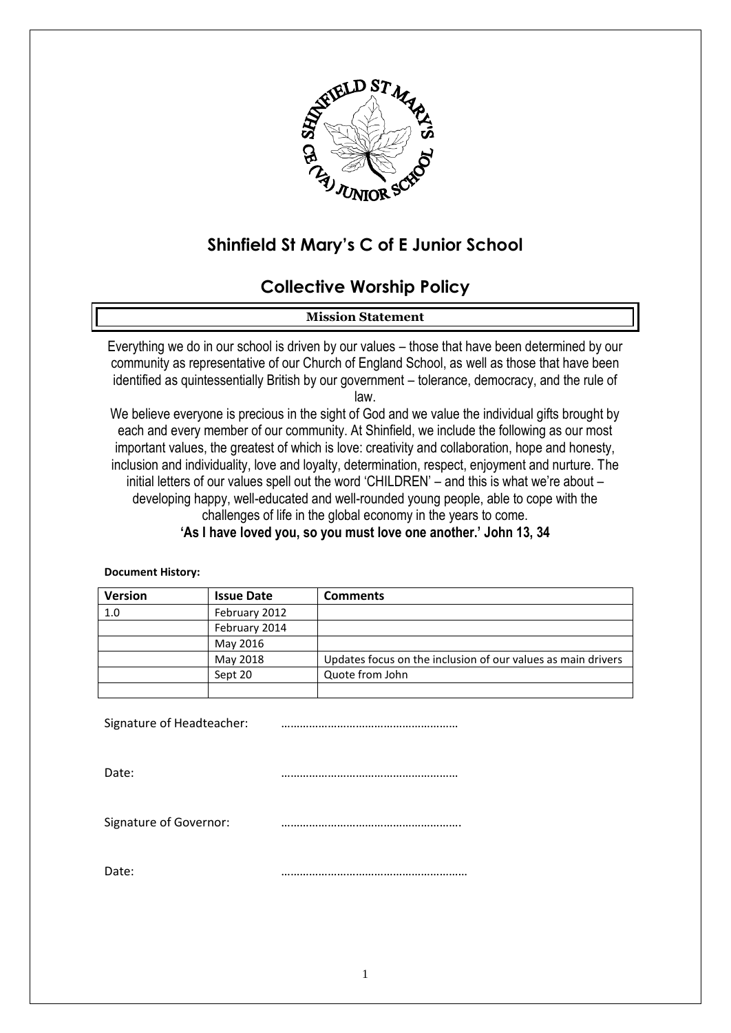# Shinfield St Mary's C of E Junior School

## Collective Worship Policy

**Mission Statement**

Everything we do in our school is driven by our values – those that have been determined by our community as representative of our Church of England School, as well as those that have been identified as quintessentially British by our government – tolerance, democracy, and the rule of law.

We believe everyone is precious in the sight of God and we value the individual gifts brought by each and every member of our community. At Shinfield, we include the following as our most important values, the greatest of which is love: creativity and collaboration, hope and honesty, inclusion and individuality, love and loyalty, determination, respect, enjoyment and nurture. The initial letters of our values spell out the word 'CHILDREN' – and this is what we're about – developing happy, well-educated and well-rounded young people, able to cope with the challenges of life in the global economy in the years to come.

**'As I have loved you, so you must love one another.' John 13, 34**

**Document History:**

| Version | Issue Date | Comments |
|---|---|---|
| 1.0 | February 2012 | |
| | February 2014 | |
| | May 2016 | |
| | May 2018 | Updates focus on the inclusion of our values as main drivers |
| | Sept 20 | Quote from John |
| | | |

Signature of Headteacher: ………………………………………………

Date: ………………………………………………

Signature of Governor: ……………………………………………….

Date: …………………………………………………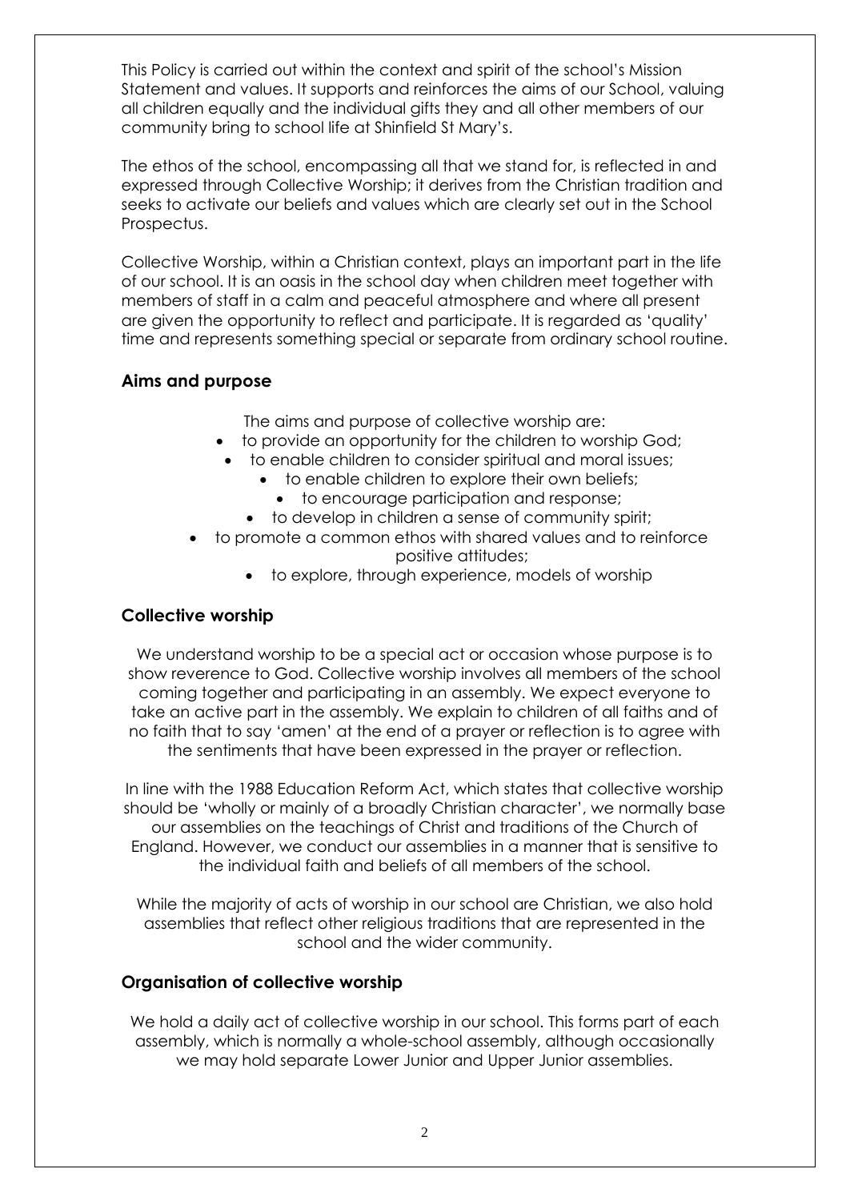This Policy is carried out within the context and spirit of the school's Mission Statement and values. It supports and reinforces the aims of our School, valuing all children equally and the individual gifts they and all other members of our community bring to school life at Shinfield St Mary's.

The ethos of the school, encompassing all that we stand for, is reflected in and expressed through Collective Worship; it derives from the Christian tradition and seeks to activate our beliefs and values which are clearly set out in the School Prospectus.

Collective Worship, within a Christian context, plays an important part in the life of our school. It is an oasis in the school day when children meet together with members of staff in a calm and peaceful atmosphere and where all present are given the opportunity to reflect and participate. It is regarded as 'quality' time and represents something special or separate from ordinary school routine.

## Aims and purpose

The aims and purpose of collective worship are:

- to provide an opportunity for the children to worship God;
- to enable children to consider spiritual and moral issues;
- to enable children to explore their own beliefs;
- to encourage participation and response;
- to develop in children a sense of community spirit;
- to promote a common ethos with shared values and to reinforce positive attitudes;
- to explore, through experience, models of worship

## Collective worship

We understand worship to be a special act or occasion whose purpose is to show reverence to God. Collective worship involves all members of the school coming together and participating in an assembly. We expect everyone to take an active part in the assembly. We explain to children of all faiths and of no faith that to say 'amen' at the end of a prayer or reflection is to agree with the sentiments that have been expressed in the prayer or reflection.

In line with the 1988 Education Reform Act, which states that collective worship should be 'wholly or mainly of a broadly Christian character', we normally base our assemblies on the teachings of Christ and traditions of the Church of England. However, we conduct our assemblies in a manner that is sensitive to the individual faith and beliefs of all members of the school.

While the majority of acts of worship in our school are Christian, we also hold assemblies that reflect other religious traditions that are represented in the school and the wider community.

## Organisation of collective worship

We hold a daily act of collective worship in our school. This forms part of each assembly, which is normally a whole-school assembly, although occasionally we may hold separate Lower Junior and Upper Junior assemblies.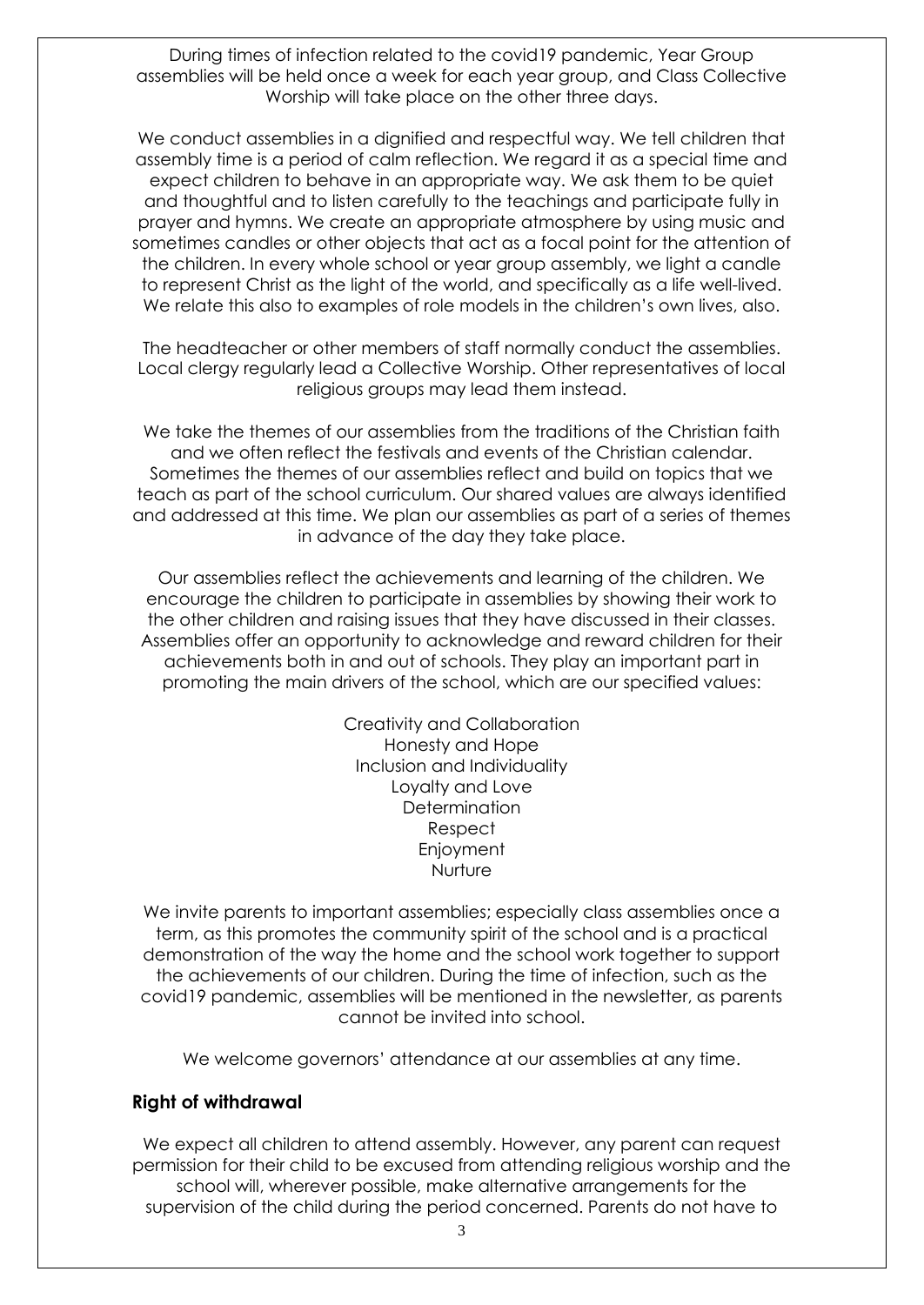During times of infection related to the covid19 pandemic, Year Group assemblies will be held once a week for each year group, and Class Collective Worship will take place on the other three days.

We conduct assemblies in a dignified and respectful way. We tell children that assembly time is a period of calm reflection. We regard it as a special time and expect children to behave in an appropriate way. We ask them to be quiet and thoughtful and to listen carefully to the teachings and participate fully in prayer and hymns. We create an appropriate atmosphere by using music and sometimes candles or other objects that act as a focal point for the attention of the children. In every whole school or year group assembly, we light a candle to represent Christ as the light of the world, and specifically as a life well-lived. We relate this also to examples of role models in the children's own lives, also.

The headteacher or other members of staff normally conduct the assemblies. Local clergy regularly lead a Collective Worship. Other representatives of local religious groups may lead them instead.

We take the themes of our assemblies from the traditions of the Christian faith and we often reflect the festivals and events of the Christian calendar. Sometimes the themes of our assemblies reflect and build on topics that we teach as part of the school curriculum. Our shared values are always identified and addressed at this time. We plan our assemblies as part of a series of themes in advance of the day they take place.

Our assemblies reflect the achievements and learning of the children. We encourage the children to participate in assemblies by showing their work to the other children and raising issues that they have discussed in their classes. Assemblies offer an opportunity to acknowledge and reward children for their achievements both in and out of schools. They play an important part in promoting the main drivers of the school, which are our specified values:

Creativity and Collaboration
Honesty and Hope
Inclusion and Individuality
Loyalty and Love
Determination
Respect
Enjoyment
Nurture

We invite parents to important assemblies; especially class assemblies once a term, as this promotes the community spirit of the school and is a practical demonstration of the way the home and the school work together to support the achievements of our children. During the time of infection, such as the covid19 pandemic, assemblies will be mentioned in the newsletter, as parents cannot be invited into school.

We welcome governors' attendance at our assemblies at any time.

## Right of withdrawal

We expect all children to attend assembly. However, any parent can request permission for their child to be excused from attending religious worship and the school will, wherever possible, make alternative arrangements for the supervision of the child during the period concerned. Parents do not have to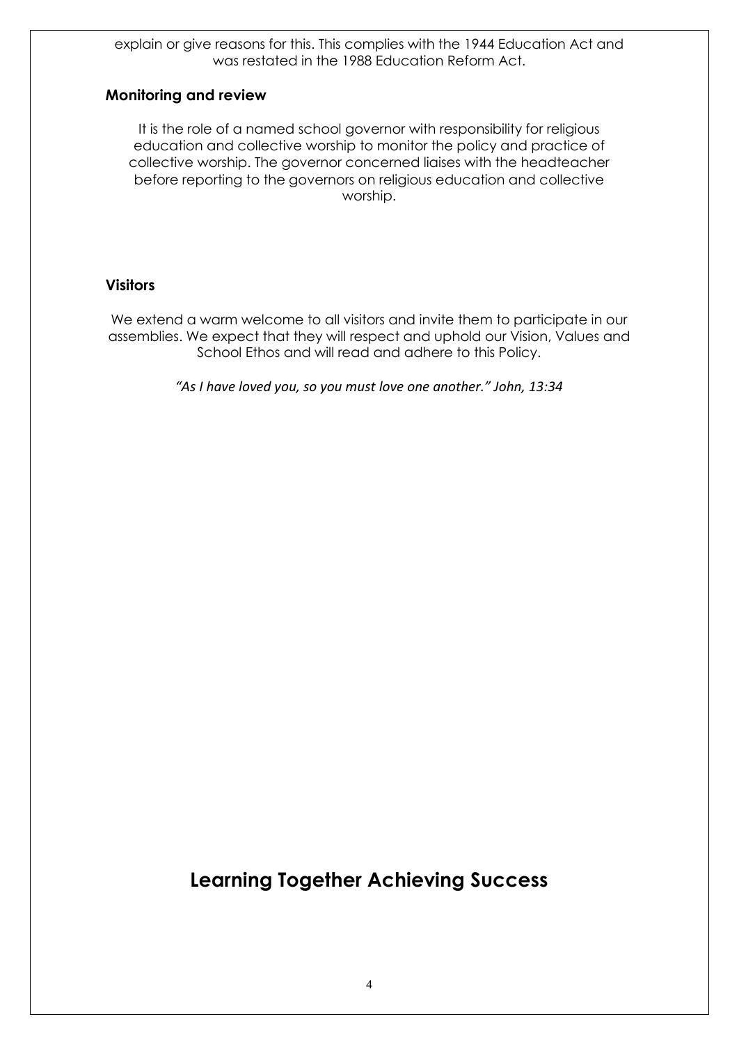explain or give reasons for this. This complies with the 1944 Education Act and was restated in the 1988 Education Reform Act.

### Monitoring and review

It is the role of a named school governor with responsibility for religious education and collective worship to monitor the policy and practice of collective worship. The governor concerned liaises with the headteacher before reporting to the governors on religious education and collective worship.

### Visitors

We extend a warm welcome to all visitors and invite them to participate in our assemblies. We expect that they will respect and uphold our Vision, Values and School Ethos and will read and adhere to this Policy.

*"As I have loved you, so you must love one another." John, 13:34*

## Learning Together Achieving Success